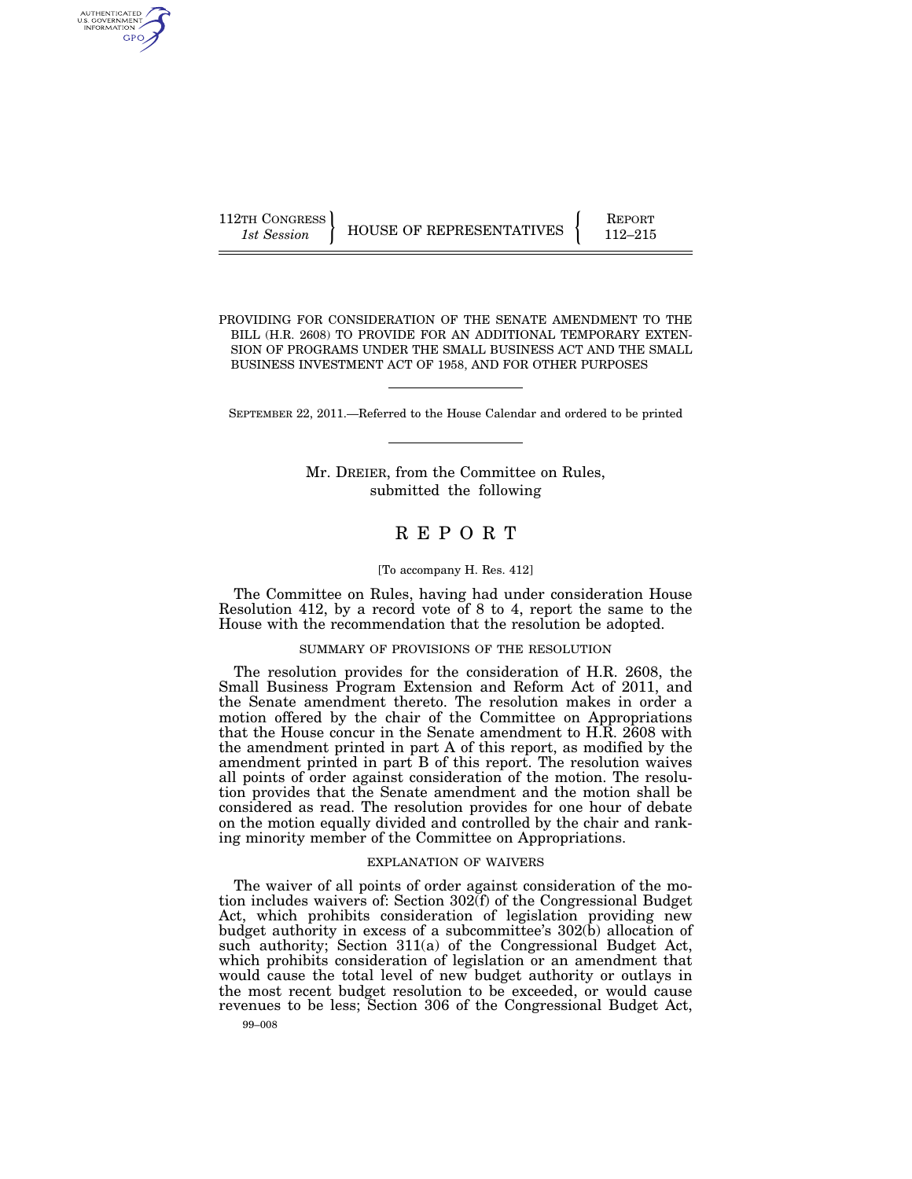112TH CONGRESS
*1st Session*

HOUSE OF REPRESENTATIVES

REPORT
112–215

PROVIDING FOR CONSIDERATION OF THE SENATE AMENDMENT TO THE BILL (H.R. 2608) TO PROVIDE FOR AN ADDITIONAL TEMPORARY EXTENSION OF PROGRAMS UNDER THE SMALL BUSINESS ACT AND THE SMALL BUSINESS INVESTMENT ACT OF 1958, AND FOR OTHER PURPOSES

SEPTEMBER 22, 2011.—Referred to the House Calendar and ordered to be printed

Mr. DREIER, from the Committee on Rules, submitted the following

# REPORT

[To accompany H. Res. 412]

The Committee on Rules, having had under consideration House Resolution 412, by a record vote of 8 to 4, report the same to the House with the recommendation that the resolution be adopted.

## SUMMARY OF PROVISIONS OF THE RESOLUTION

The resolution provides for the consideration of H.R. 2608, the Small Business Program Extension and Reform Act of 2011, and the Senate amendment thereto. The resolution makes in order a motion offered by the chair of the Committee on Appropriations that the House concur in the Senate amendment to H.R. 2608 with the amendment printed in part A of this report, as modified by the amendment printed in part B of this report. The resolution waives all points of order against consideration of the motion. The resolution provides that the Senate amendment and the motion shall be considered as read. The resolution provides for one hour of debate on the motion equally divided and controlled by the chair and ranking minority member of the Committee on Appropriations.

## EXPLANATION OF WAIVERS

The waiver of all points of order against consideration of the motion includes waivers of: Section 302(f) of the Congressional Budget Act, which prohibits consideration of legislation providing new budget authority in excess of a subcommittee's 302(b) allocation of such authority; Section 311(a) of the Congressional Budget Act, which prohibits consideration of legislation or an amendment that would cause the total level of new budget authority or outlays in the most recent budget resolution to be exceeded, or would cause revenues to be less; Section 306 of the Congressional Budget Act,

99–008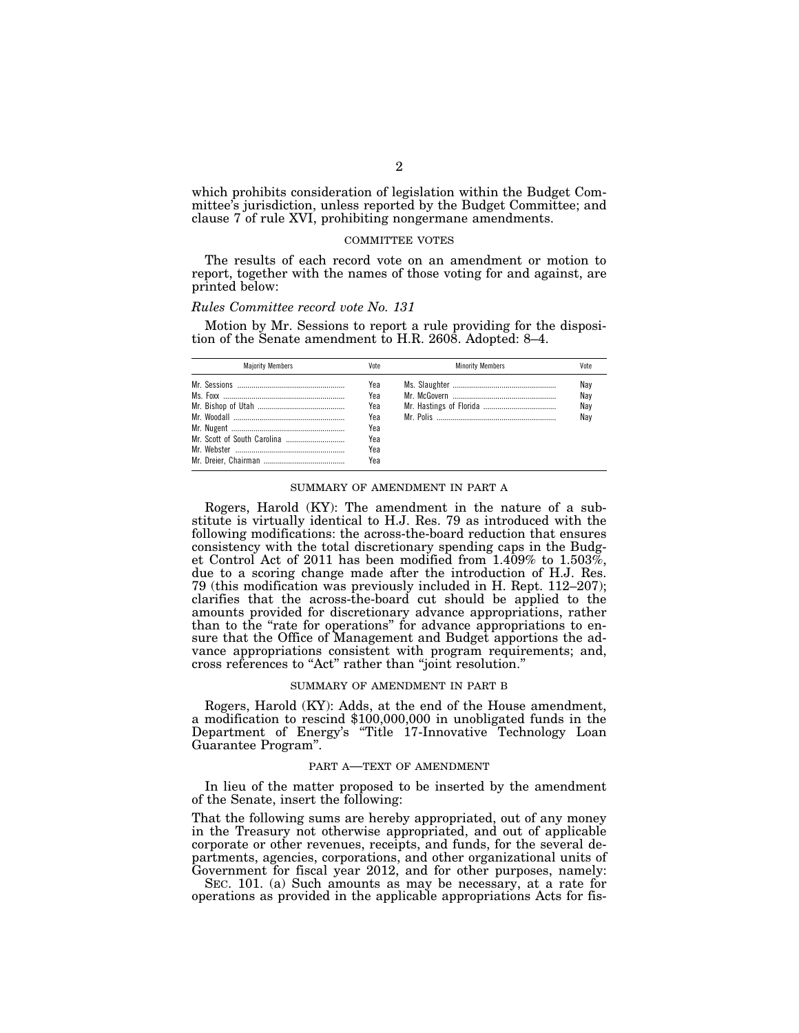which prohibits consideration of legislation within the Budget Committee's jurisdiction, unless reported by the Budget Committee; and clause 7 of rule XVI, prohibiting nongermane amendments.

### COMMITTEE VOTES

The results of each record vote on an amendment or motion to report, together with the names of those voting for and against, are printed below:

*Rules Committee record vote No. 131*

Motion by Mr. Sessions to report a rule providing for the disposition of the Senate amendment to H.R. 2608. Adopted: 8–4.

| Majority Members | Vote | Minority Members | Vote |
|---|---|---|---|
| Mr. Sessions | Yea | Ms. Slaughter | Nay |
| Ms. Foxx | Yea | Mr. McGovern | Nay |
| Mr. Bishop of Utah | Yea | Mr. Hastings of Florida | Nay |
| Mr. Woodall | Yea | Mr. Polis | Nay |
| Mr. Nugent | Yea | | |
| Mr. Scott of South Carolina | Yea | | |
| Mr. Webster | Yea | | |
| Mr. Dreier, Chairman | Yea | | |

### SUMMARY OF AMENDMENT IN PART A

Rogers, Harold (KY): The amendment in the nature of a substitute is virtually identical to H.J. Res. 79 as introduced with the following modifications: the across-the-board reduction that ensures consistency with the total discretionary spending caps in the Budget Control Act of 2011 has been modified from 1.409% to 1.503%, due to a scoring change made after the introduction of H.J. Res. 79 (this modification was previously included in H. Rept. 112–207); clarifies that the across-the-board cut should be applied to the amounts provided for discretionary advance appropriations, rather than to the "rate for operations" for advance appropriations to ensure that the Office of Management and Budget apportions the advance appropriations consistent with program requirements; and, cross references to "Act" rather than "joint resolution."

### SUMMARY OF AMENDMENT IN PART B

Rogers, Harold (KY): Adds, at the end of the House amendment, a modification to rescind $100,000,000 in unobligated funds in the Department of Energy's "Title 17-Innovative Technology Loan Guarantee Program".

### PART A—TEXT OF AMENDMENT

In lieu of the matter proposed to be inserted by the amendment of the Senate, insert the following:

That the following sums are hereby appropriated, out of any money in the Treasury not otherwise appropriated, and out of applicable corporate or other revenues, receipts, and funds, for the several departments, agencies, corporations, and other organizational units of Government for fiscal year 2012, and for other purposes, namely:

SEC. 101. (a) Such amounts as may be necessary, at a rate for operations as provided in the applicable appropriations Acts for fis-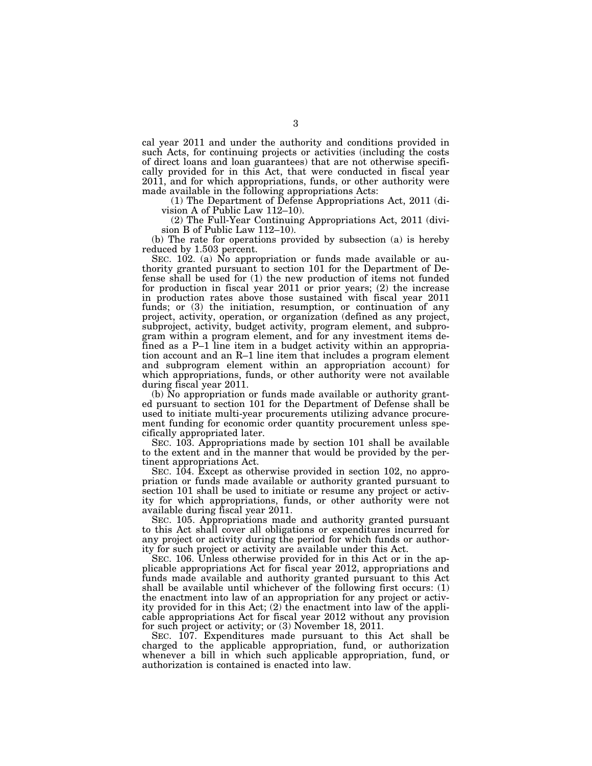cal year 2011 and under the authority and conditions provided in such Acts, for continuing projects or activities (including the costs of direct loans and loan guarantees) that are not otherwise specifically provided for in this Act, that were conducted in fiscal year 2011, and for which appropriations, funds, or other authority were made available in the following appropriations Acts:

(1) The Department of Defense Appropriations Act, 2011 (division A of Public Law 112–10).

(2) The Full-Year Continuing Appropriations Act, 2011 (division B of Public Law 112–10).

(b) The rate for operations provided by subsection (a) is hereby reduced by 1.503 percent.

SEC. 102. (a) No appropriation or funds made available or authority granted pursuant to section 101 for the Department of Defense shall be used for (1) the new production of items not funded for production in fiscal year 2011 or prior years; (2) the increase in production rates above those sustained with fiscal year 2011 funds; or (3) the initiation, resumption, or continuation of any project, activity, operation, or organization (defined as any project, subproject, activity, budget activity, program element, and subprogram within a program element, and for any investment items defined as a P–1 line item in a budget activity within an appropriation account and an R–1 line item that includes a program element and subprogram element within an appropriation account) for which appropriations, funds, or other authority were not available during fiscal year 2011.

(b) No appropriation or funds made available or authority granted pursuant to section 101 for the Department of Defense shall be used to initiate multi-year procurements utilizing advance procurement funding for economic order quantity procurement unless specifically appropriated later.

SEC. 103. Appropriations made by section 101 shall be available to the extent and in the manner that would be provided by the pertinent appropriations Act.

SEC. 104. Except as otherwise provided in section 102, no appropriation or funds made available or authority granted pursuant to section 101 shall be used to initiate or resume any project or activity for which appropriations, funds, or other authority were not available during fiscal year 2011.

SEC. 105. Appropriations made and authority granted pursuant to this Act shall cover all obligations or expenditures incurred for any project or activity during the period for which funds or authority for such project or activity are available under this Act.

SEC. 106. Unless otherwise provided for in this Act or in the applicable appropriations Act for fiscal year 2012, appropriations and funds made available and authority granted pursuant to this Act shall be available until whichever of the following first occurs: (1) the enactment into law of an appropriation for any project or activity provided for in this Act; (2) the enactment into law of the applicable appropriations Act for fiscal year 2012 without any provision for such project or activity; or (3) November 18, 2011.

SEC. 107. Expenditures made pursuant to this Act shall be charged to the applicable appropriation, fund, or authorization whenever a bill in which such applicable appropriation, fund, or authorization is contained is enacted into law.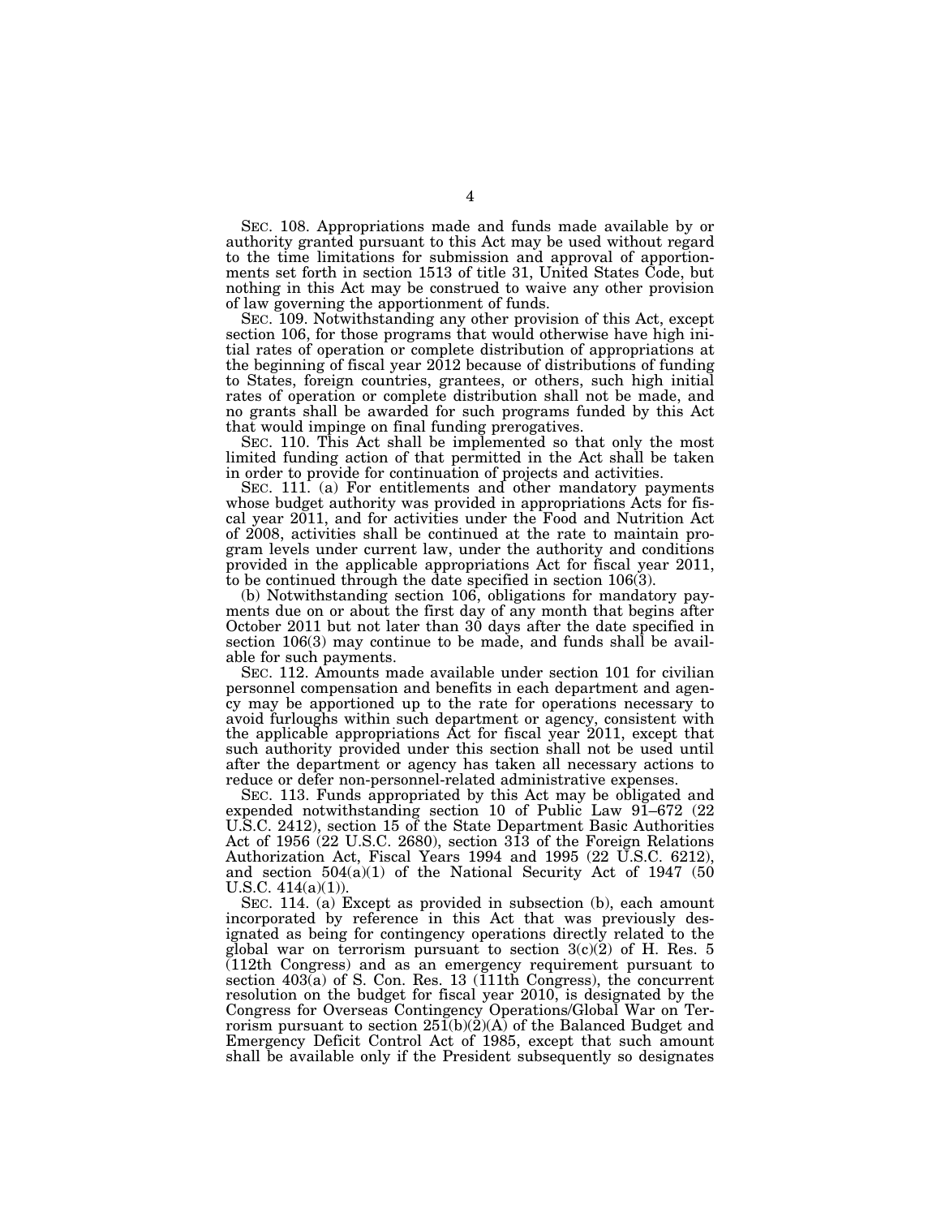SEC. 108. Appropriations made and funds made available by or authority granted pursuant to this Act may be used without regard to the time limitations for submission and approval of apportionments set forth in section 1513 of title 31, United States Code, but nothing in this Act may be construed to waive any other provision of law governing the apportionment of funds.

SEC. 109. Notwithstanding any other provision of this Act, except section 106, for those programs that would otherwise have high initial rates of operation or complete distribution of appropriations at the beginning of fiscal year 2012 because of distributions of funding to States, foreign countries, grantees, or others, such high initial rates of operation or complete distribution shall not be made, and no grants shall be awarded for such programs funded by this Act that would impinge on final funding prerogatives.

SEC. 110. This Act shall be implemented so that only the most limited funding action of that permitted in the Act shall be taken in order to provide for continuation of projects and activities.

SEC. 111. (a) For entitlements and other mandatory payments whose budget authority was provided in appropriations Acts for fiscal year 2011, and for activities under the Food and Nutrition Act of 2008, activities shall be continued at the rate to maintain program levels under current law, under the authority and conditions provided in the applicable appropriations Act for fiscal year 2011, to be continued through the date specified in section 106(3).

(b) Notwithstanding section 106, obligations for mandatory payments due on or about the first day of any month that begins after October 2011 but not later than 30 days after the date specified in section 106(3) may continue to be made, and funds shall be available for such payments.

SEC. 112. Amounts made available under section 101 for civilian personnel compensation and benefits in each department and agency may be apportioned up to the rate for operations necessary to avoid furloughs within such department or agency, consistent with the applicable appropriations Act for fiscal year 2011, except that such authority provided under this section shall not be used until after the department or agency has taken all necessary actions to reduce or defer non-personnel-related administrative expenses.

SEC. 113. Funds appropriated by this Act may be obligated and expended notwithstanding section 10 of Public Law 91–672 (22 U.S.C. 2412), section 15 of the State Department Basic Authorities Act of 1956 (22 U.S.C. 2680), section 313 of the Foreign Relations Authorization Act, Fiscal Years 1994 and 1995 (22 U.S.C. 6212), and section 504(a)(1) of the National Security Act of 1947 (50 U.S.C. 414(a)(1)).

SEC. 114. (a) Except as provided in subsection (b), each amount incorporated by reference in this Act that was previously designated as being for contingency operations directly related to the global war on terrorism pursuant to section 3(c)(2) of H. Res. 5 (112th Congress) and as an emergency requirement pursuant to section 403(a) of S. Con. Res. 13 (111th Congress), the concurrent resolution on the budget for fiscal year 2010, is designated by the Congress for Overseas Contingency Operations/Global War on Terrorism pursuant to section 251(b)(2)(A) of the Balanced Budget and Emergency Deficit Control Act of 1985, except that such amount shall be available only if the President subsequently so designates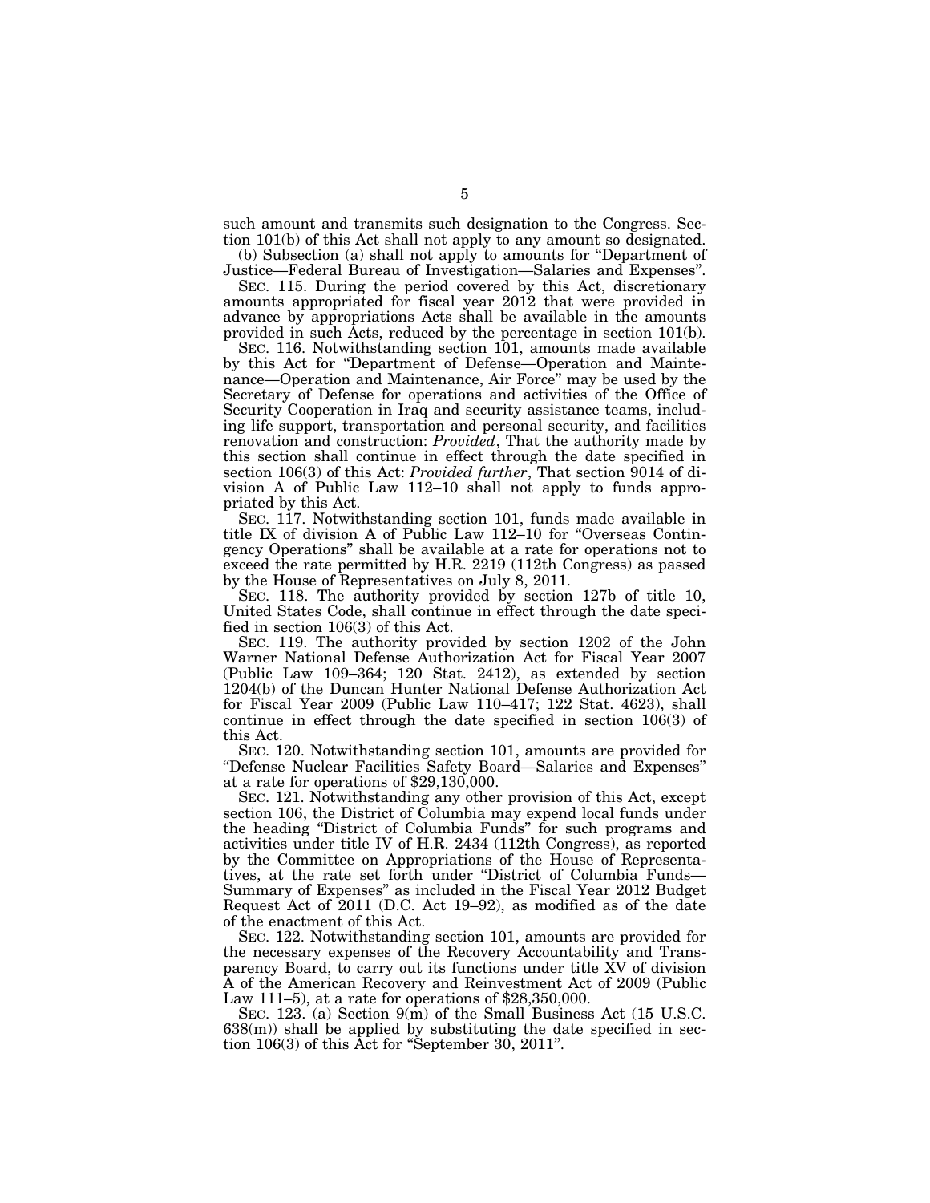such amount and transmits such designation to the Congress. Section 101(b) of this Act shall not apply to any amount so designated.

(b) Subsection (a) shall not apply to amounts for "Department of Justice—Federal Bureau of Investigation—Salaries and Expenses".

SEC. 115. During the period covered by this Act, discretionary amounts appropriated for fiscal year 2012 that were provided in advance by appropriations Acts shall be available in the amounts provided in such Acts, reduced by the percentage in section 101(b).

SEC. 116. Notwithstanding section 101, amounts made available by this Act for "Department of Defense—Operation and Maintenance—Operation and Maintenance, Air Force" may be used by the Secretary of Defense for operations and activities of the Office of Security Cooperation in Iraq and security assistance teams, including life support, transportation and personal security, and facilities renovation and construction: *Provided*, That the authority made by this section shall continue in effect through the date specified in section 106(3) of this Act: *Provided further*, That section 9014 of division A of Public Law 112–10 shall not apply to funds appropriated by this Act.

SEC. 117. Notwithstanding section 101, funds made available in title IX of division A of Public Law 112–10 for "Overseas Contingency Operations" shall be available at a rate for operations not to exceed the rate permitted by H.R. 2219 (112th Congress) as passed by the House of Representatives on July 8, 2011.

SEC. 118. The authority provided by section 127b of title 10, United States Code, shall continue in effect through the date specified in section 106(3) of this Act.

SEC. 119. The authority provided by section 1202 of the John Warner National Defense Authorization Act for Fiscal Year 2007 (Public Law 109–364; 120 Stat. 2412), as extended by section 1204(b) of the Duncan Hunter National Defense Authorization Act for Fiscal Year 2009 (Public Law 110–417; 122 Stat. 4623), shall continue in effect through the date specified in section 106(3) of this Act.

SEC. 120. Notwithstanding section 101, amounts are provided for "Defense Nuclear Facilities Safety Board—Salaries and Expenses" at a rate for operations of $29,130,000.

SEC. 121. Notwithstanding any other provision of this Act, except section 106, the District of Columbia may expend local funds under the heading "District of Columbia Funds" for such programs and activities under title IV of H.R. 2434 (112th Congress), as reported by the Committee on Appropriations of the House of Representatives, at the rate set forth under "District of Columbia Funds—Summary of Expenses" as included in the Fiscal Year 2012 Budget Request Act of 2011 (D.C. Act 19–92), as modified as of the date of the enactment of this Act.

SEC. 122. Notwithstanding section 101, amounts are provided for the necessary expenses of the Recovery Accountability and Transparency Board, to carry out its functions under title XV of division A of the American Recovery and Reinvestment Act of 2009 (Public Law 111–5), at a rate for operations of $28,350,000.

SEC. 123. (a) Section 9(m) of the Small Business Act (15 U.S.C. 638(m)) shall be applied by substituting the date specified in section 106(3) of this Act for "September 30, 2011".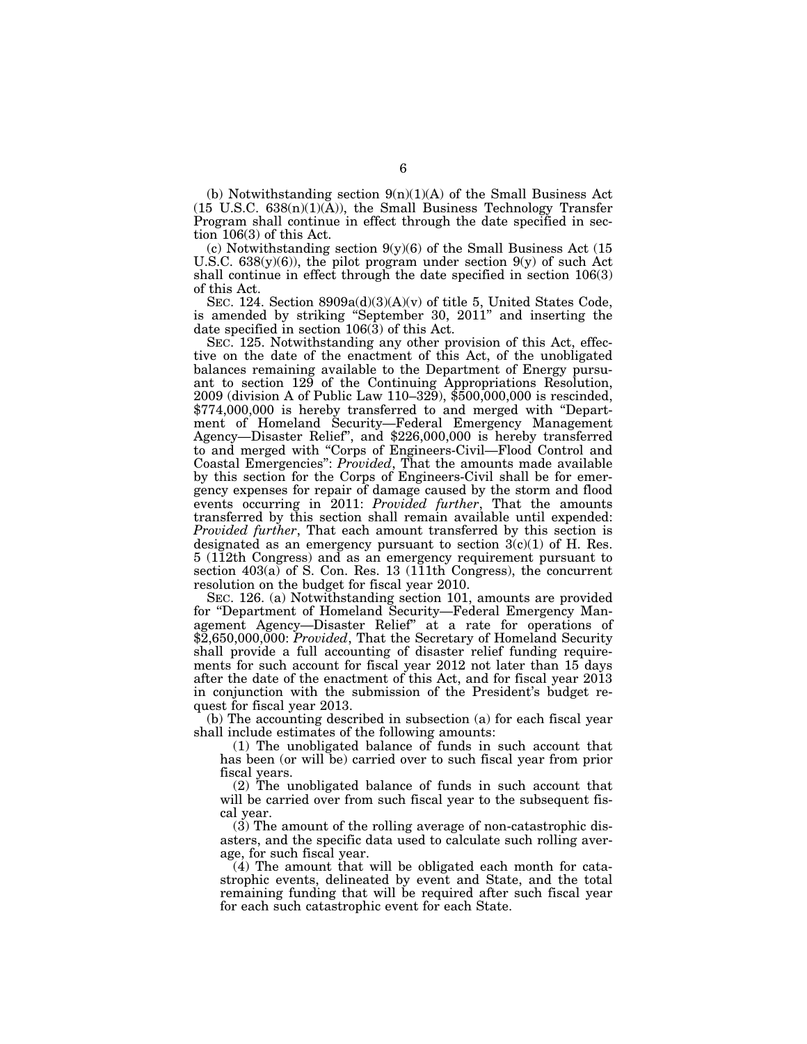(b) Notwithstanding section 9(n)(1)(A) of the Small Business Act (15 U.S.C. 638(n)(1)(A)), the Small Business Technology Transfer Program shall continue in effect through the date specified in section 106(3) of this Act.

(c) Notwithstanding section 9(y)(6) of the Small Business Act (15 U.S.C. 638(y)(6)), the pilot program under section 9(y) of such Act shall continue in effect through the date specified in section 106(3) of this Act.

SEC. 124. Section 8909a(d)(3)(A)(v) of title 5, United States Code, is amended by striking "September 30, 2011" and inserting the date specified in section 106(3) of this Act.

SEC. 125. Notwithstanding any other provision of this Act, effective on the date of the enactment of this Act, of the unobligated balances remaining available to the Department of Energy pursuant to section 129 of the Continuing Appropriations Resolution, 2009 (division A of Public Law 110–329), $500,000,000 is rescinded, $774,000,000 is hereby transferred to and merged with "Department of Homeland Security—Federal Emergency Management Agency—Disaster Relief", and $226,000,000 is hereby transferred to and merged with "Corps of Engineers-Civil—Flood Control and Coastal Emergencies": *Provided*, That the amounts made available by this section for the Corps of Engineers-Civil shall be for emergency expenses for repair of damage caused by the storm and flood events occurring in 2011: *Provided further*, That the amounts transferred by this section shall remain available until expended: *Provided further*, That each amount transferred by this section is designated as an emergency pursuant to section 3(c)(1) of H. Res. 5 (112th Congress) and as an emergency requirement pursuant to section 403(a) of S. Con. Res. 13 (111th Congress), the concurrent resolution on the budget for fiscal year 2010.

SEC. 126. (a) Notwithstanding section 101, amounts are provided for "Department of Homeland Security—Federal Emergency Management Agency—Disaster Relief" at a rate for operations of $2,650,000,000: *Provided*, That the Secretary of Homeland Security shall provide a full accounting of disaster relief funding requirements for such account for fiscal year 2012 not later than 15 days after the date of the enactment of this Act, and for fiscal year 2013 in conjunction with the submission of the President's budget request for fiscal year 2013.

(b) The accounting described in subsection (a) for each fiscal year shall include estimates of the following amounts:

(1) The unobligated balance of funds in such account that has been (or will be) carried over to such fiscal year from prior fiscal years.

(2) The unobligated balance of funds in such account that will be carried over from such fiscal year to the subsequent fiscal year.

(3) The amount of the rolling average of non-catastrophic disasters, and the specific data used to calculate such rolling average, for such fiscal year.

(4) The amount that will be obligated each month for catastrophic events, delineated by event and State, and the total remaining funding that will be required after such fiscal year for each such catastrophic event for each State.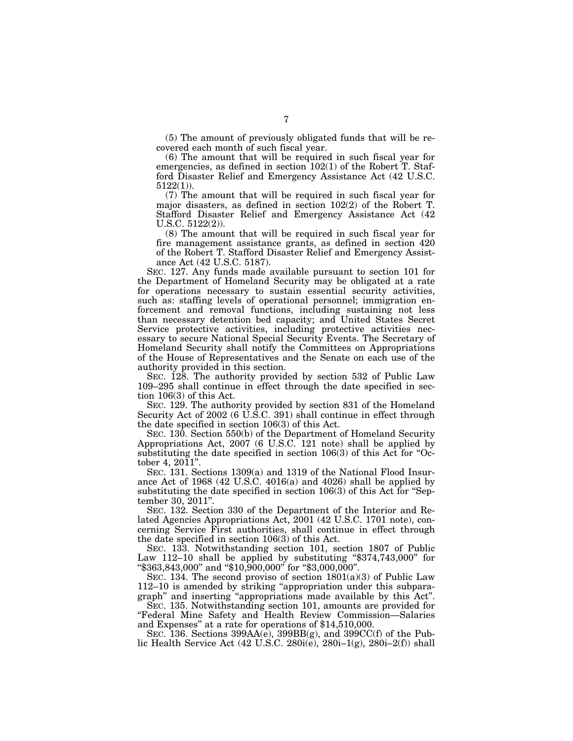(5) The amount of previously obligated funds that will be recovered each month of such fiscal year.

(6) The amount that will be required in such fiscal year for emergencies, as defined in section 102(1) of the Robert T. Stafford Disaster Relief and Emergency Assistance Act (42 U.S.C. 5122(1)).

(7) The amount that will be required in such fiscal year for major disasters, as defined in section 102(2) of the Robert T. Stafford Disaster Relief and Emergency Assistance Act (42 U.S.C. 5122(2)).

(8) The amount that will be required in such fiscal year for fire management assistance grants, as defined in section 420 of the Robert T. Stafford Disaster Relief and Emergency Assistance Act (42 U.S.C. 5187).

SEC. 127. Any funds made available pursuant to section 101 for the Department of Homeland Security may be obligated at a rate for operations necessary to sustain essential security activities, such as: staffing levels of operational personnel; immigration enforcement and removal functions, including sustaining not less than necessary detention bed capacity; and United States Secret Service protective activities, including protective activities necessary to secure National Special Security Events. The Secretary of Homeland Security shall notify the Committees on Appropriations of the House of Representatives and the Senate on each use of the authority provided in this section.

SEC. 128. The authority provided by section 532 of Public Law 109–295 shall continue in effect through the date specified in section 106(3) of this Act.

SEC. 129. The authority provided by section 831 of the Homeland Security Act of 2002 (6 U.S.C. 391) shall continue in effect through the date specified in section 106(3) of this Act.

SEC. 130. Section 550(b) of the Department of Homeland Security Appropriations Act, 2007 (6 U.S.C. 121 note) shall be applied by substituting the date specified in section 106(3) of this Act for "October 4, 2011".

SEC. 131. Sections 1309(a) and 1319 of the National Flood Insurance Act of 1968 (42 U.S.C. 4016(a) and 4026) shall be applied by substituting the date specified in section 106(3) of this Act for "September 30, 2011".

SEC. 132. Section 330 of the Department of the Interior and Related Agencies Appropriations Act, 2001 (42 U.S.C. 1701 note), concerning Service First authorities, shall continue in effect through the date specified in section 106(3) of this Act.

SEC. 133. Notwithstanding section 101, section 1807 of Public Law 112–10 shall be applied by substituting "$374,743,000" for "$363,843,000" and "$10,900,000" for "$3,000,000".

SEC. 134. The second proviso of section 1801(a)(3) of Public Law 112–10 is amended by striking "appropriation under this subparagraph" and inserting "appropriations made available by this Act".

SEC. 135. Notwithstanding section 101, amounts are provided for "Federal Mine Safety and Health Review Commission—Salaries and Expenses" at a rate for operations of $14,510,000.

SEC. 136. Sections 399AA(e), 399BB(g), and 399CC(f) of the Public Health Service Act (42 U.S.C. 280i(e), 280i–1(g), 280i–2(f)) shall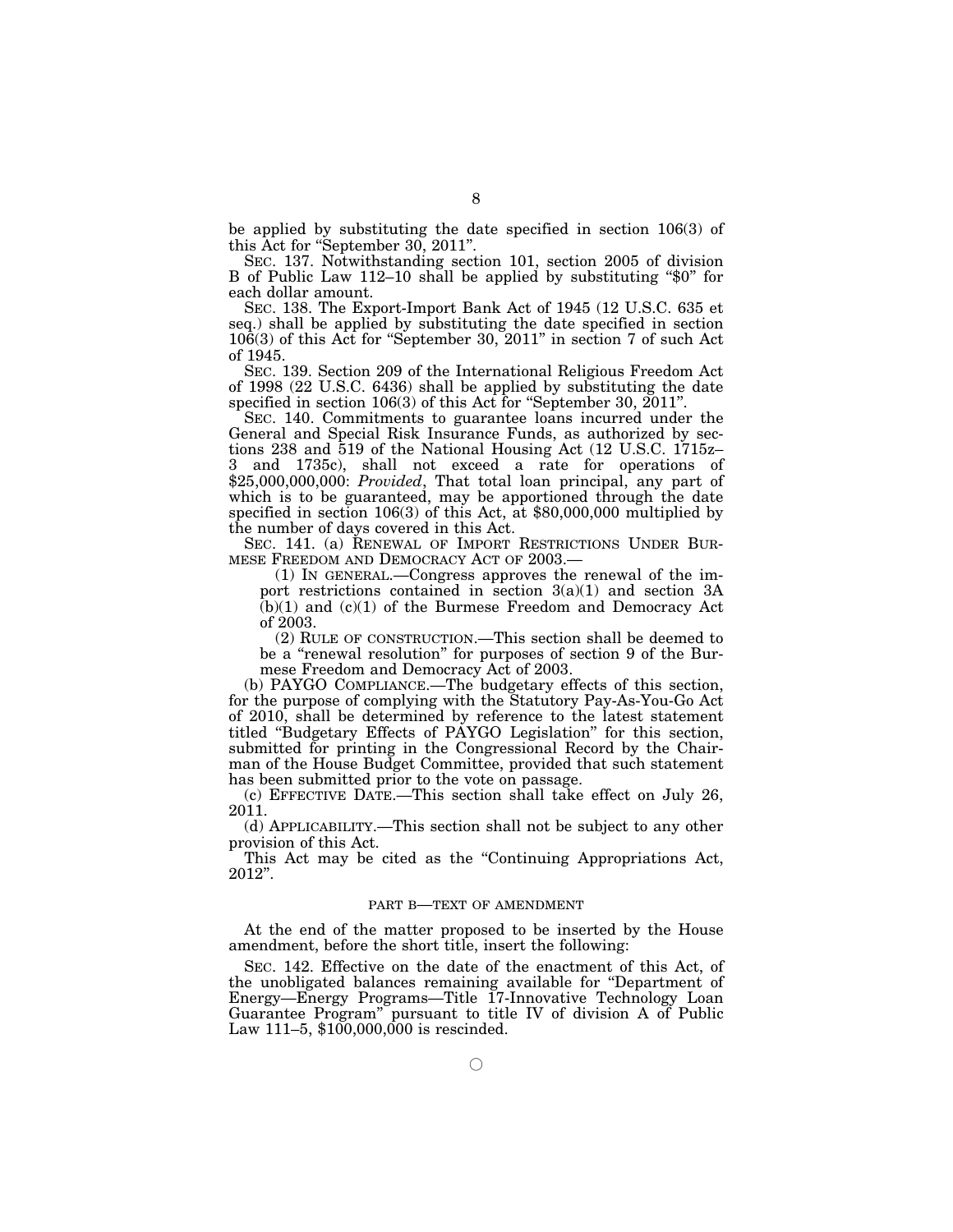be applied by substituting the date specified in section 106(3) of this Act for "September 30, 2011".

SEC. 137. Notwithstanding section 101, section 2005 of division B of Public Law 112–10 shall be applied by substituting "$0" for each dollar amount.

SEC. 138. The Export-Import Bank Act of 1945 (12 U.S.C. 635 et seq.) shall be applied by substituting the date specified in section 106(3) of this Act for "September 30, 2011" in section 7 of such Act of 1945.

SEC. 139. Section 209 of the International Religious Freedom Act of 1998 (22 U.S.C. 6436) shall be applied by substituting the date specified in section 106(3) of this Act for "September 30, 2011".

SEC. 140. Commitments to guarantee loans incurred under the General and Special Risk Insurance Funds, as authorized by sections 238 and 519 of the National Housing Act (12 U.S.C. 1715z–3 and 1735c), shall not exceed a rate for operations of $25,000,000,000: *Provided*, That total loan principal, any part of which is to be guaranteed, may be apportioned through the date specified in section 106(3) of this Act, at $80,000,000 multiplied by the number of days covered in this Act.

SEC. 141. (a) RENEWAL OF IMPORT RESTRICTIONS UNDER BURMESE FREEDOM AND DEMOCRACY ACT OF 2003.—

(1) IN GENERAL.—Congress approves the renewal of the import restrictions contained in section 3(a)(1) and section 3A (b)(1) and (c)(1) of the Burmese Freedom and Democracy Act of 2003.

(2) RULE OF CONSTRUCTION.—This section shall be deemed to be a "renewal resolution" for purposes of section 9 of the Burmese Freedom and Democracy Act of 2003.

(b) PAYGO COMPLIANCE.—The budgetary effects of this section, for the purpose of complying with the Statutory Pay-As-You-Go Act of 2010, shall be determined by reference to the latest statement titled "Budgetary Effects of PAYGO Legislation" for this section, submitted for printing in the Congressional Record by the Chairman of the House Budget Committee, provided that such statement has been submitted prior to the vote on passage.

(c) EFFECTIVE DATE.—This section shall take effect on July 26, 2011.

(d) APPLICABILITY.—This section shall not be subject to any other provision of this Act.

This Act may be cited as the "Continuing Appropriations Act, 2012".

## PART B—TEXT OF AMENDMENT

At the end of the matter proposed to be inserted by the House amendment, before the short title, insert the following:

SEC. 142. Effective on the date of the enactment of this Act, of the unobligated balances remaining available for "Department of Energy—Energy Programs—Title 17-Innovative Technology Loan Guarantee Program" pursuant to title IV of division A of Public Law 111–5, $100,000,000 is rescinded.